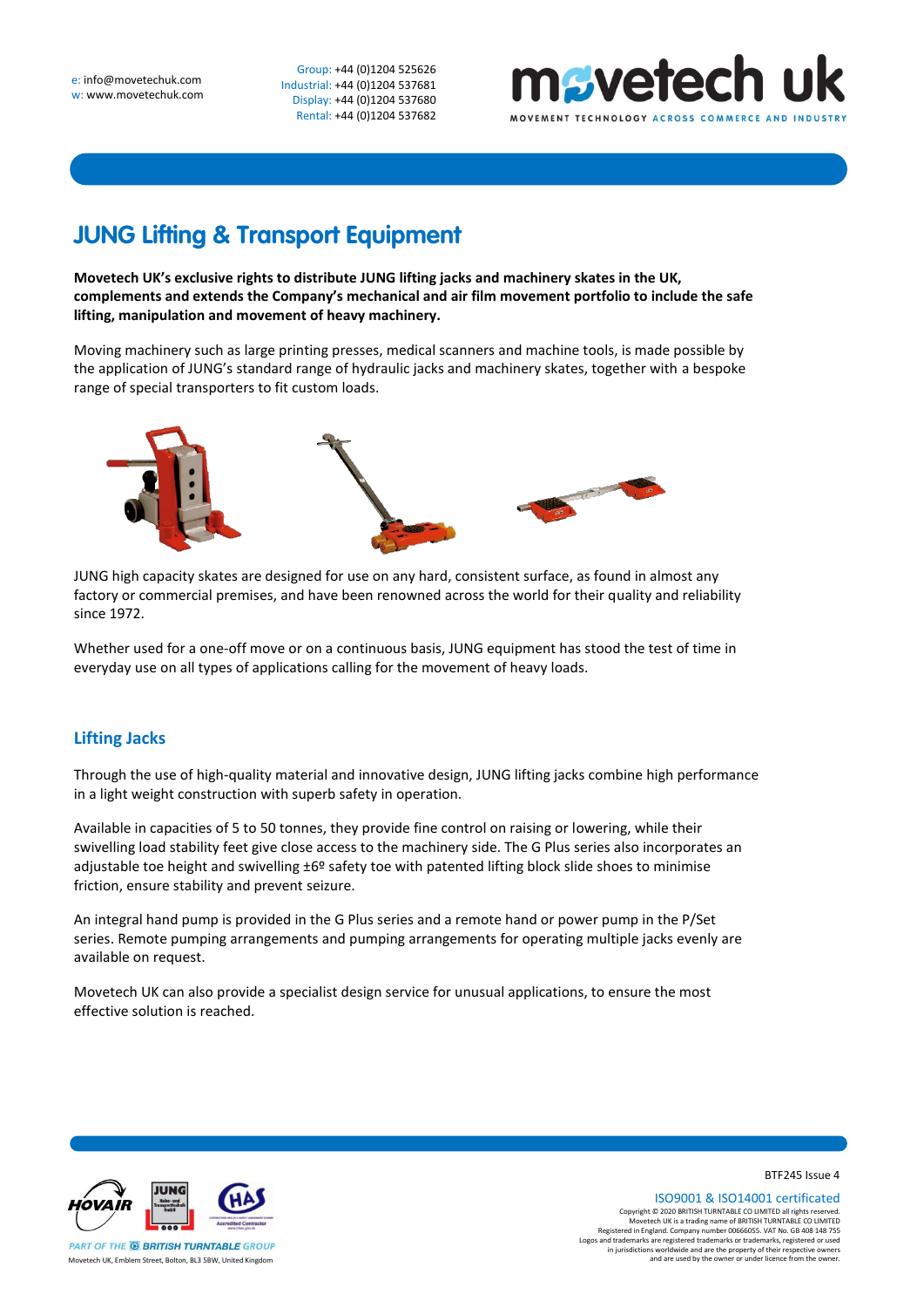e: info@movetechuk.com
w: www.movetechuk.com

Group: +44 (0)1204 525626
Industrial: +44 (0)1204 537681
Display: +44 (0)1204 537680
Rental: +44 (0)1204 537682

movetech uk
MOVEMENT TECHNOLOGY ACROSS COMMERCE AND INDUSTRY

# JUNG Lifting & Transport Equipment

**Movetech UK's exclusive rights to distribute JUNG lifting jacks and machinery skates in the UK, complements and extends the Company's mechanical and air film movement portfolio to include the safe lifting, manipulation and movement of heavy machinery.**

Moving machinery such as large printing presses, medical scanners and machine tools, is made possible by the application of JUNG's standard range of hydraulic jacks and machinery skates, together with a bespoke range of special transporters to fit custom loads.

JUNG high capacity skates are designed for use on any hard, consistent surface, as found in almost any factory or commercial premises, and have been renowned across the world for their quality and reliability since 1972.

Whether used for a one-off move or on a continuous basis, JUNG equipment has stood the test of time in everyday use on all types of applications calling for the movement of heavy loads.

## Lifting Jacks

Through the use of high-quality material and innovative design, JUNG lifting jacks combine high performance in a light weight construction with superb safety in operation.

Available in capacities of 5 to 50 tonnes, they provide fine control on raising or lowering, while their swivelling load stability feet give close access to the machinery side. The G Plus series also incorporates an adjustable toe height and swivelling ±6º safety toe with patented lifting block slide shoes to minimise friction, ensure stability and prevent seizure.

An integral hand pump is provided in the G Plus series and a remote hand or power pump in the P/Set series. Remote pumping arrangements and pumping arrangements for operating multiple jacks evenly are available on request.

Movetech UK can also provide a specialist design service for unusual applications, to ensure the most effective solution is reached.

BTF245 Issue 4

ISO9001 & ISO14001 certificated

Copyright © 2020 BRITISH TURNTABLE CO LIMITED all rights reserved.
Movetech UK is a trading name of BRITISH TURNTABLE CO LIMITED
Registered in England. Company number 00666055. VAT No. GB 408 148 755
Logos and trademarks are registered trademarks or trademarks, registered or used in jurisdictions worldwide and are the property of their respective owners and are used by the owner or under licence from the owner.

PART OF THE BRITISH TURNTABLE GROUP
Movetech UK, Emblem Street, Bolton, BL3 5BW, United Kingdom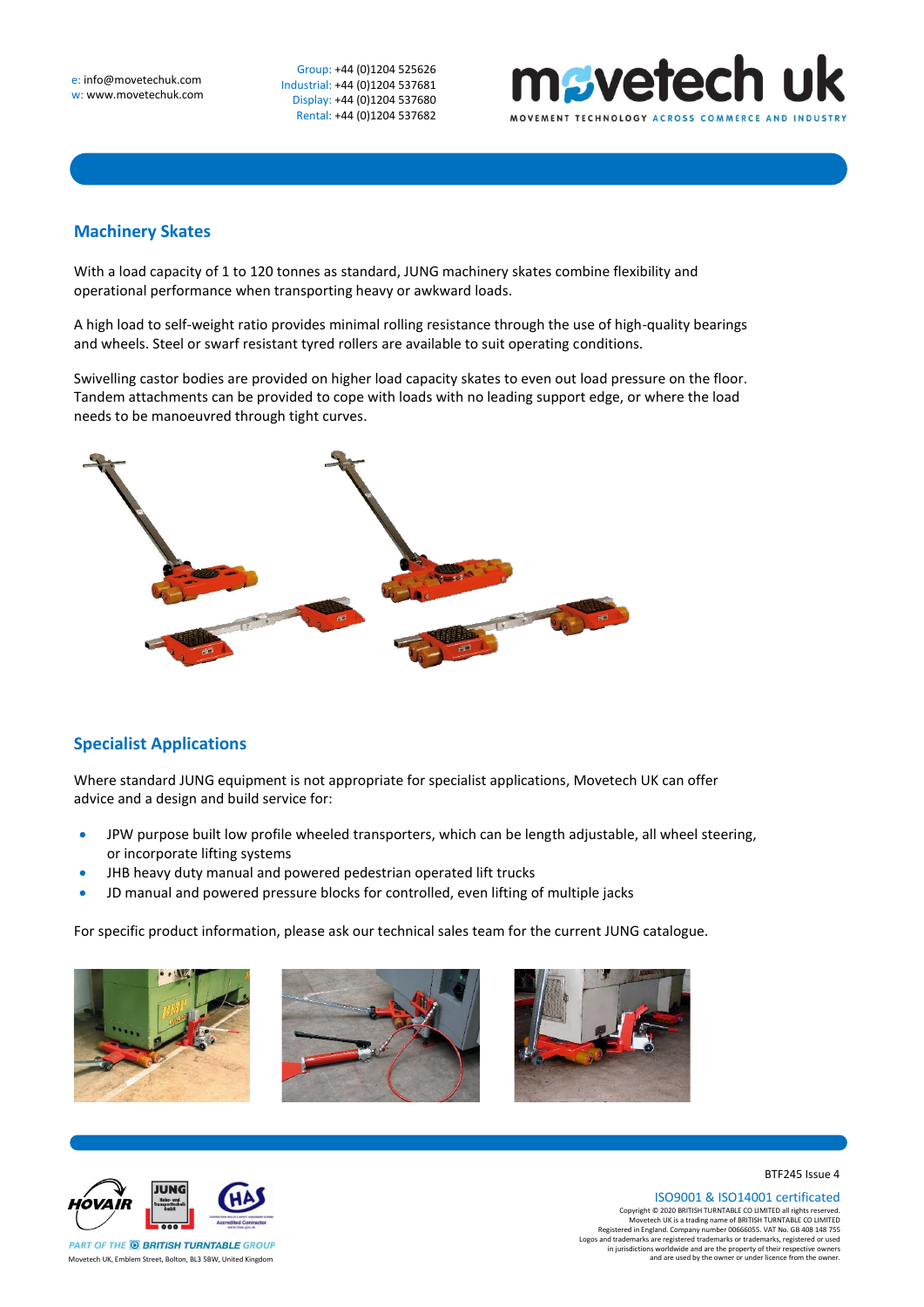## Machinery Skates

With a load capacity of 1 to 120 tonnes as standard, JUNG machinery skates combine flexibility and operational performance when transporting heavy or awkward loads.

A high load to self-weight ratio provides minimal rolling resistance through the use of high-quality bearings and wheels. Steel or swarf resistant tyred rollers are available to suit operating conditions.

Swivelling castor bodies are provided on higher load capacity skates to even out load pressure on the floor. Tandem attachments can be provided to cope with loads with no leading support edge, or where the load needs to be manoeuvred through tight curves.

## Specialist Applications

Where standard JUNG equipment is not appropriate for specialist applications, Movetech UK can offer advice and a design and build service for:

- JPW purpose built low profile wheeled transporters, which can be length adjustable, all wheel steering, or incorporate lifting systems
- JHB heavy duty manual and powered pedestrian operated lift trucks
- JD manual and powered pressure blocks for controlled, even lifting of multiple jacks

For specific product information, please ask our technical sales team for the current JUNG catalogue.

BTF245 Issue 4

ISO9001 & ISO14001 certificated

Copyright © 2020 BRITISH TURNTABLE CO LIMITED all rights reserved.
Movetech UK is a trading name of BRITISH TURNTABLE CO LIMITED
Registered in England. Company number 00666055. VAT No. GB 408 148 755
Logos and trademarks are registered trademarks or trademarks, registered or used in jurisdictions worldwide and are the property of their respective owners and are used by the owner or under licence from the owner.

PART OF THE BRITISH TURNTABLE GROUP
Movetech UK, Emblem Street, Bolton, BL3 5BW, United Kingdom